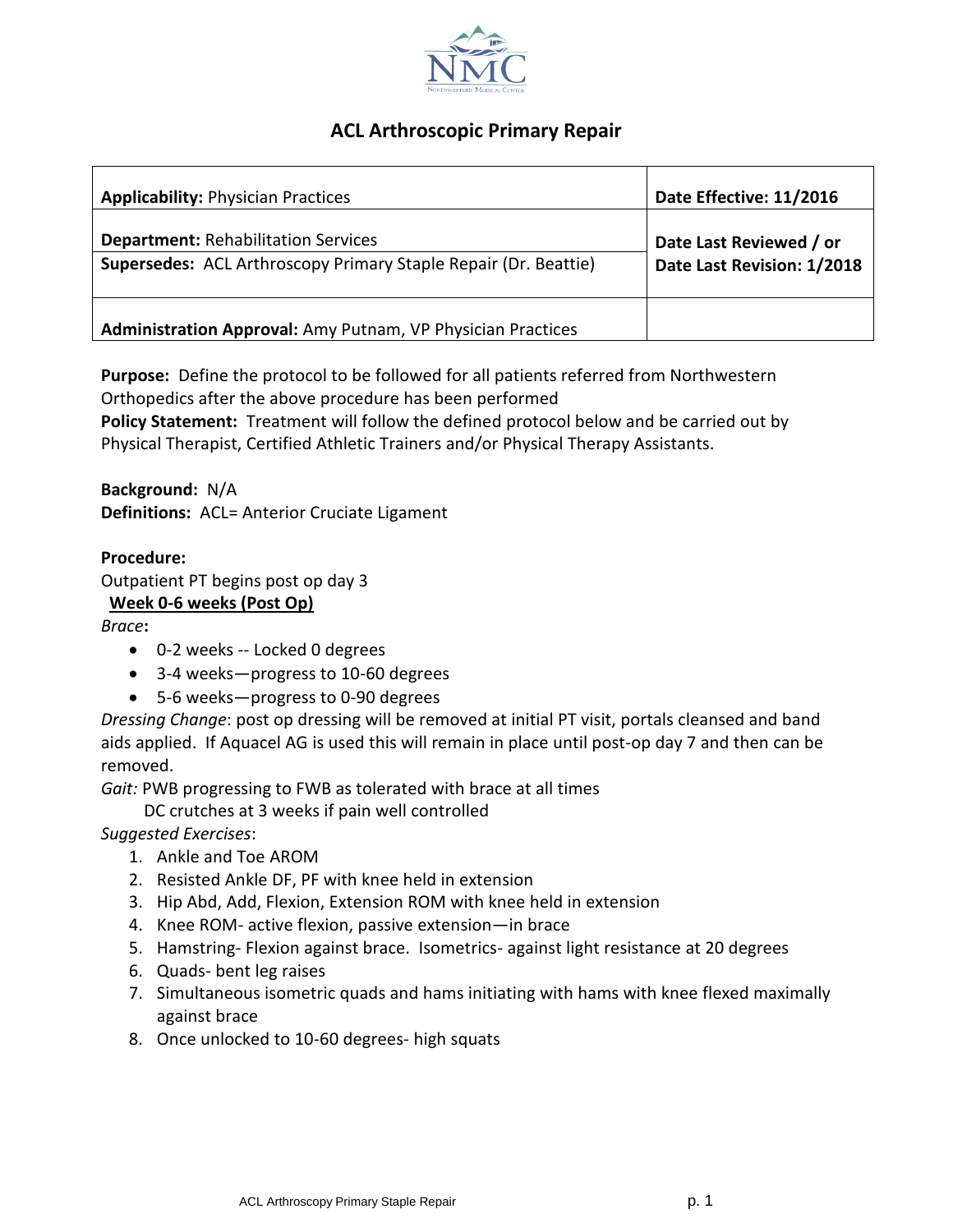# ACL Arthroscopic Primary Repair

| | |
|---|---|
| **Applicability:** Physician Practices | **Date Effective: 11/2016** |
| **Department:** Rehabilitation Services<br>**Supersedes:** ACL Arthroscopy Primary Staple Repair (Dr. Beattie) | **Date Last Reviewed / or Date Last Revision: 1/2018** |
| **Administration Approval:** Amy Putnam, VP Physician Practices | |

**Purpose:** Define the protocol to be followed for all patients referred from Northwestern Orthopedics after the above procedure has been performed
**Policy Statement:** Treatment will follow the defined protocol below and be carried out by Physical Therapist, Certified Athletic Trainers and/or Physical Therapy Assistants.

**Background:** N/A
**Definitions:** ACL= Anterior Cruciate Ligament

**Procedure:**
Outpatient PT begins post op day 3

**Week 0-6 weeks (Post Op)**

*Brace*:

- 0-2 weeks -- Locked 0 degrees
- 3-4 weeks—progress to 10-60 degrees
- 5-6 weeks—progress to 0-90 degrees

*Dressing Change*: post op dressing will be removed at initial PT visit, portals cleansed and band aids applied. If Aquacel AG is used this will remain in place until post-op day 7 and then can be removed.

*Gait:* PWB progressing to FWB as tolerated with brace at all times
DC crutches at 3 weeks if pain well controlled

*Suggested Exercises*:

1. Ankle and Toe AROM
2. Resisted Ankle DF, PF with knee held in extension
3. Hip Abd, Add, Flexion, Extension ROM with knee held in extension
4. Knee ROM- active flexion, passive extension—in brace
5. Hamstring- Flexion against brace. Isometrics- against light resistance at 20 degrees
6. Quads- bent leg raises
7. Simultaneous isometric quads and hams initiating with hams with knee flexed maximally against brace
8. Once unlocked to 10-60 degrees- high squats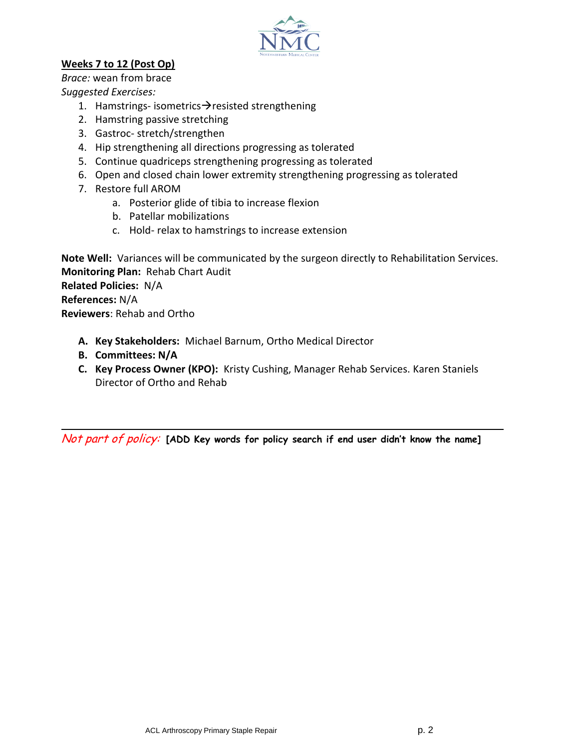**Weeks 7 to 12 (Post Op)**

*Brace:* wean from brace

*Suggested Exercises:*

1. Hamstrings- isometrics→resisted strengthening
2. Hamstring passive stretching
3. Gastroc- stretch/strengthen
4. Hip strengthening all directions progressing as tolerated
5. Continue quadriceps strengthening progressing as tolerated
6. Open and closed chain lower extremity strengthening progressing as tolerated
7. Restore full AROM
   a. Posterior glide of tibia to increase flexion
   b. Patellar mobilizations
   c. Hold- relax to hamstrings to increase extension

**Note Well:** Variances will be communicated by the surgeon directly to Rehabilitation Services.
**Monitoring Plan:** Rehab Chart Audit
**Related Policies:** N/A
**References:** N/A
**Reviewers**: Rehab and Ortho

A. **Key Stakeholders:** Michael Barnum, Ortho Medical Director
B. **Committees: N/A**
C. **Key Process Owner (KPO):** Kristy Cushing, Manager Rehab Services. Karen Staniels Director of Ortho and Rehab

---

*Not part of policy:* **[ADD Key words for policy search if end user didn't know the name]**